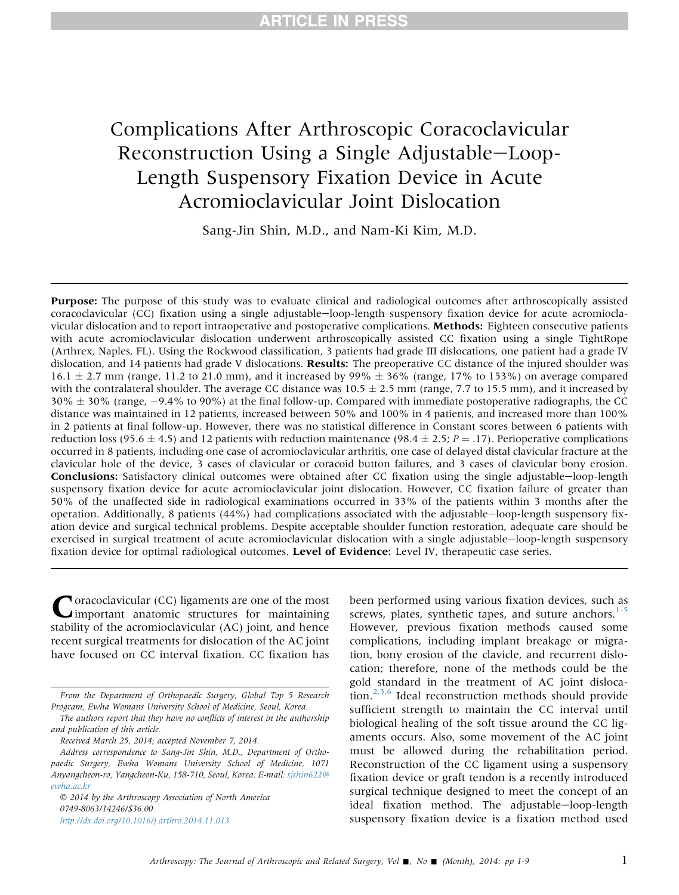# Complications After Arthroscopic Coracoclavicular Reconstruction Using a Single Adjustable–Loop-Length Suspensory Fixation Device in Acute Acromioclavicular Joint Dislocation

Sang-Jin Shin, M.D., and Nam-Ki Kim, M.D.

**Purpose:** The purpose of this study was to evaluate clinical and radiological outcomes after arthroscopically assisted coracoclavicular (CC) fixation using a single adjustable–loop-length suspensory fixation device for acute acromioclavicular dislocation and to report intraoperative and postoperative complications. **Methods:** Eighteen consecutive patients with acute acromioclavicular dislocation underwent arthroscopically assisted CC fixation using a single TightRope (Arthrex, Naples, FL). Using the Rockwood classification, 3 patients had grade III dislocations, one patient had a grade IV dislocation, and 14 patients had grade V dislocations. **Results:** The preoperative CC distance of the injured shoulder was $16.1 \pm 2.7$ mm (range, 11.2 to 21.0 mm), and it increased by $99\% \pm 36\%$ (range, 17% to 153%) on average compared with the contralateral shoulder. The average CC distance was $10.5 \pm 2.5$ mm (range, 7.7 to 15.5 mm), and it increased by $30\% \pm 30\%$ (range, −9.4% to 90%) at the final follow-up. Compared with immediate postoperative radiographs, the CC distance was maintained in 12 patients, increased between 50% and 100% in 4 patients, and increased more than 100% in 2 patients at final follow-up. However, there was no statistical difference in Constant scores between 6 patients with reduction loss ($95.6 \pm 4.5$) and 12 patients with reduction maintenance ($98.4 \pm 2.5$; $P = .17$). Perioperative complications occurred in 8 patients, including one case of acromioclavicular arthritis, one case of delayed distal clavicular fracture at the clavicular hole of the device, 3 cases of clavicular or coracoid button failures, and 3 cases of clavicular bony erosion. **Conclusions:** Satisfactory clinical outcomes were obtained after CC fixation using the single adjustable–loop-length suspensory fixation device for acute acromioclavicular joint dislocation. However, CC fixation failure of greater than 50% of the unaffected side in radiological examinations occurred in 33% of the patients within 3 months after the operation. Additionally, 8 patients (44%) had complications associated with the adjustable–loop-length suspensory fixation device and surgical technical problems. Despite acceptable shoulder function restoration, adequate care should be exercised in surgical treatment of acute acromioclavicular dislocation with a single adjustable–loop-length suspensory fixation device for optimal radiological outcomes. **Level of Evidence:** Level IV, therapeutic case series.

Coracoclavicular (CC) ligaments are one of the most important anatomic structures for maintaining stability of the acromioclavicular (AC) joint, and hence recent surgical treatments for dislocation of the AC joint have focused on CC interval fixation. CC fixation has been performed using various fixation devices, such as screws, plates, synthetic tapes, and suture anchors.[1-5] However, previous fixation methods caused some complications, including implant breakage or migration, bony erosion of the clavicle, and recurrent dislocation; therefore, none of the methods could be the gold standard in the treatment of AC joint dislocation.[2,3,6] Ideal reconstruction methods should provide sufficient strength to maintain the CC interval until biological healing of the soft tissue around the CC ligaments occurs. Also, some movement of the AC joint must be allowed during the rehabilitation period. Reconstruction of the CC ligament using a suspensory fixation device or graft tendon is a recently introduced surgical technique designed to meet the concept of an ideal fixation method. The adjustable–loop-length suspensory fixation device is a fixation method used

From the Department of Orthopaedic Surgery, Global Top 5 Research Program, Ewha Womans University School of Medicine, Seoul, Korea.

The authors report that they have no conflicts of interest in the authorship and publication of this article.

Received March 25, 2014; accepted November 7, 2014.

Address correspondence to Sang-Jin Shin, M.D., Department of Orthopaedic Surgery, Ewha Womans University School of Medicine, 1071 Anyangcheon-ro, Yangcheon-Ku, 158-710, Seoul, Korea. E-mail: sjshin622@ewha.ac.kr

© 2014 by the Arthroscopy Association of North America
0749-8063/14246/$36.00
http://dx.doi.org/10.1016/j.arthro.2014.11.013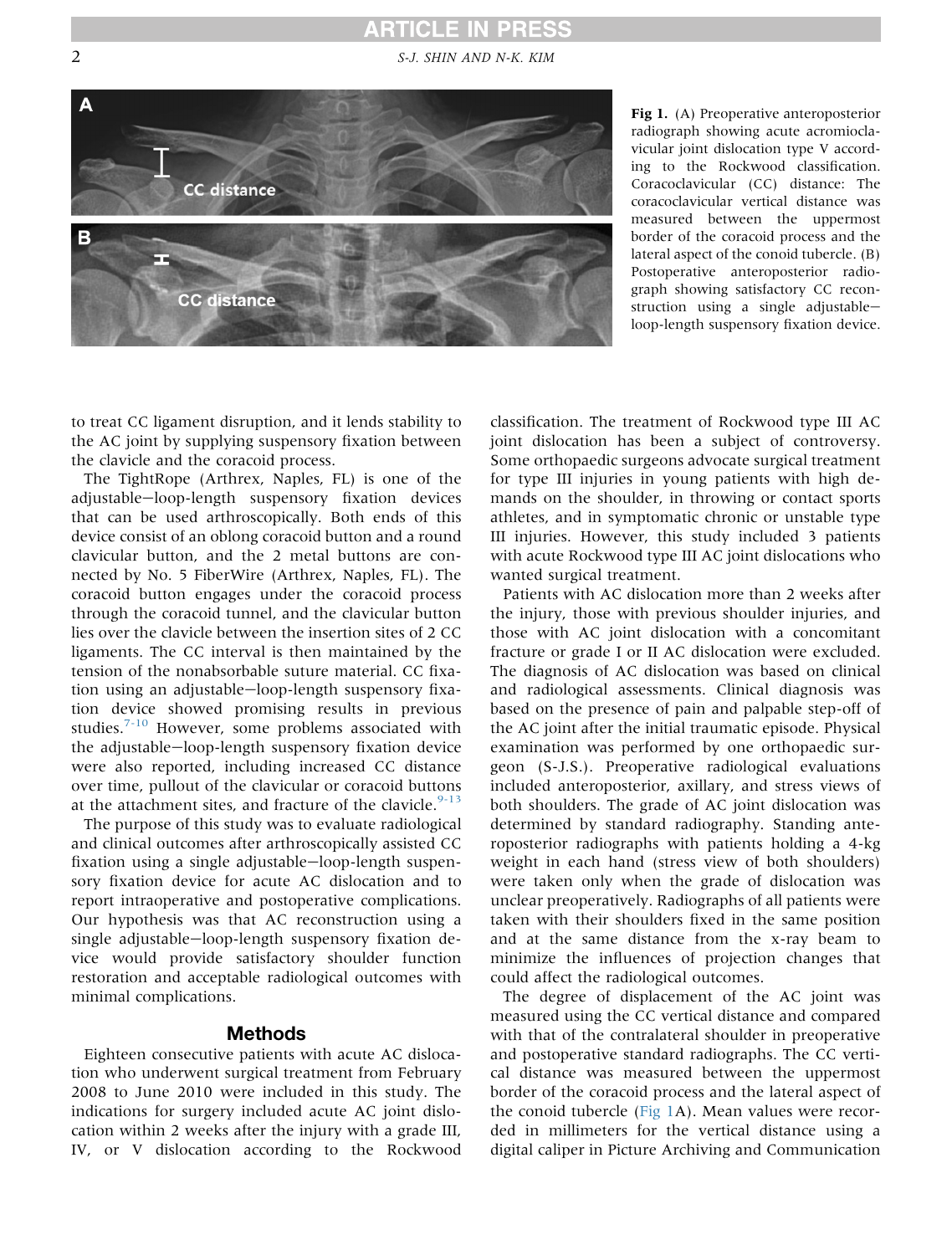Fig 1. (A) Preoperative anteroposterior radiograph showing acute acromioclavicular joint dislocation type V according to the Rockwood classification. Coracoclavicular (CC) distance: The coracoclavicular vertical distance was measured between the uppermost border of the coracoid process and the lateral aspect of the conoid tubercle. (B) Postoperative anteroposterior radiograph showing satisfactory CC reconstruction using a single adjustable–loop-length suspensory fixation device.

to treat CC ligament disruption, and it lends stability to the AC joint by supplying suspensory fixation between the clavicle and the coracoid process.

The TightRope (Arthrex, Naples, FL) is one of the adjustable–loop-length suspensory fixation devices that can be used arthroscopically. Both ends of this device consist of an oblong coracoid button and a round clavicular button, and the 2 metal buttons are connected by No. 5 FiberWire (Arthrex, Naples, FL). The coracoid button engages under the coracoid process through the coracoid tunnel, and the clavicular button lies over the clavicle between the insertion sites of 2 CC ligaments. The CC interval is then maintained by the tension of the nonabsorbable suture material. CC fixation using an adjustable–loop-length suspensory fixation device showed promising results in previous studies.[7-10] However, some problems associated with the adjustable–loop-length suspensory fixation device were also reported, including increased CC distance over time, pullout of the clavicular or coracoid buttons at the attachment sites, and fracture of the clavicle.[9-13]

The purpose of this study was to evaluate radiological and clinical outcomes after arthroscopically assisted CC fixation using a single adjustable–loop-length suspensory fixation device for acute AC dislocation and to report intraoperative and postoperative complications. Our hypothesis was that AC reconstruction using a single adjustable–loop-length suspensory fixation device would provide satisfactory shoulder function restoration and acceptable radiological outcomes with minimal complications.

## Methods

Eighteen consecutive patients with acute AC dislocation who underwent surgical treatment from February 2008 to June 2010 were included in this study. The indications for surgery included acute AC joint dislocation within 2 weeks after the injury with a grade III, IV, or V dislocation according to the Rockwood classification. The treatment of Rockwood type III AC joint dislocation has been a subject of controversy. Some orthopaedic surgeons advocate surgical treatment for type III injuries in young patients with high demands on the shoulder, in throwing or contact sports athletes, and in symptomatic chronic or unstable type III injuries. However, this study included 3 patients with acute Rockwood type III AC joint dislocations who wanted surgical treatment.

Patients with AC dislocation more than 2 weeks after the injury, those with previous shoulder injuries, and those with AC joint dislocation with a concomitant fracture or grade I or II AC dislocation were excluded. The diagnosis of AC dislocation was based on clinical and radiological assessments. Clinical diagnosis was based on the presence of pain and palpable step-off of the AC joint after the initial traumatic episode. Physical examination was performed by one orthopaedic surgeon (S-J.S.). Preoperative radiological evaluations included anteroposterior, axillary, and stress views of both shoulders. The grade of AC joint dislocation was determined by standard radiography. Standing anteroposterior radiographs with patients holding a 4-kg weight in each hand (stress view of both shoulders) were taken only when the grade of dislocation was unclear preoperatively. Radiographs of all patients were taken with their shoulders fixed in the same position and at the same distance from the x-ray beam to minimize the influences of projection changes that could affect the radiological outcomes.

The degree of displacement of the AC joint was measured using the CC vertical distance and compared with that of the contralateral shoulder in preoperative and postoperative standard radiographs. The CC vertical distance was measured between the uppermost border of the coracoid process and the lateral aspect of the conoid tubercle (Fig 1A). Mean values were recorded in millimeters for the vertical distance using a digital caliper in Picture Archiving and Communication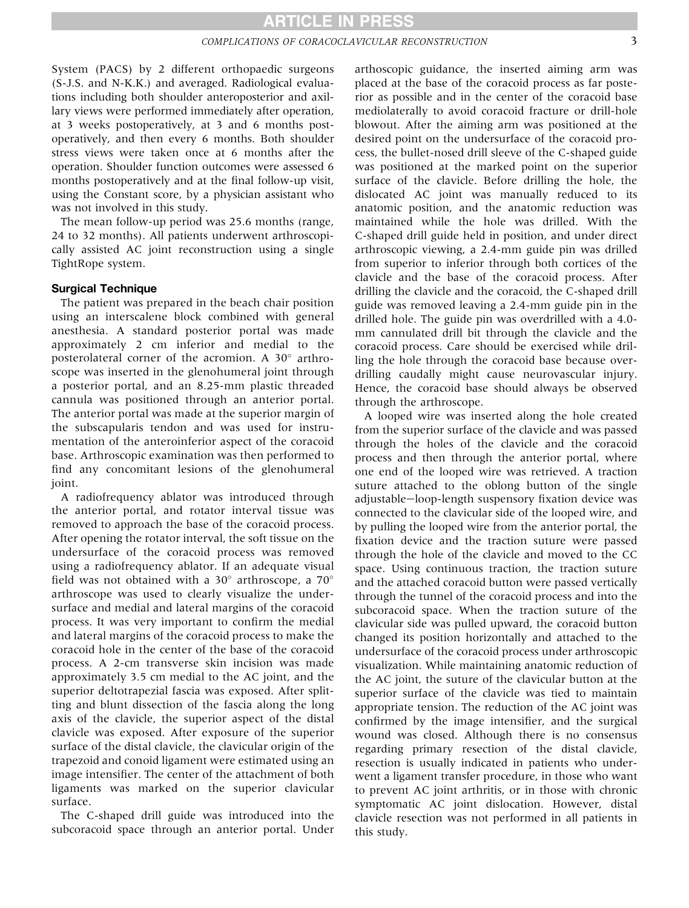System (PACS) by 2 different orthopaedic surgeons (S-J.S. and N-K.K.) and averaged. Radiological evaluations including both shoulder anteroposterior and axillary views were performed immediately after operation, at 3 weeks postoperatively, at 3 and 6 months postoperatively, and then every 6 months. Both shoulder stress views were taken once at 6 months after the operation. Shoulder function outcomes were assessed 6 months postoperatively and at the final follow-up visit, using the Constant score, by a physician assistant who was not involved in this study.

The mean follow-up period was 25.6 months (range, 24 to 32 months). All patients underwent arthroscopically assisted AC joint reconstruction using a single TightRope system.

### Surgical Technique

The patient was prepared in the beach chair position using an interscalene block combined with general anesthesia. A standard posterior portal was made approximately 2 cm inferior and medial to the posterolateral corner of the acromion. A 30° arthroscope was inserted in the glenohumeral joint through a posterior portal, and an 8.25-mm plastic threaded cannula was positioned through an anterior portal. The anterior portal was made at the superior margin of the subscapularis tendon and was used for instrumentation of the anteroinferior aspect of the coracoid base. Arthroscopic examination was then performed to find any concomitant lesions of the glenohumeral joint.

A radiofrequency ablator was introduced through the anterior portal, and rotator interval tissue was removed to approach the base of the coracoid process. After opening the rotator interval, the soft tissue on the undersurface of the coracoid process was removed using a radiofrequency ablator. If an adequate visual field was not obtained with a 30° arthroscope, a 70° arthroscope was used to clearly visualize the undersurface and medial and lateral margins of the coracoid process. It was very important to confirm the medial and lateral margins of the coracoid process to make the coracoid hole in the center of the base of the coracoid process. A 2-cm transverse skin incision was made approximately 3.5 cm medial to the AC joint, and the superior deltotrapezial fascia was exposed. After splitting and blunt dissection of the fascia along the long axis of the clavicle, the superior aspect of the distal clavicle was exposed. After exposure of the superior surface of the distal clavicle, the clavicular origin of the trapezoid and conoid ligament were estimated using an image intensifier. The center of the attachment of both ligaments was marked on the superior clavicular surface.

The C-shaped drill guide was introduced into the subcoracoid space through an anterior portal. Under arthoscopic guidance, the inserted aiming arm was placed at the base of the coracoid process as far posterior as possible and in the center of the coracoid base mediolaterally to avoid coracoid fracture or drill-hole blowout. After the aiming arm was positioned at the desired point on the undersurface of the coracoid process, the bullet-nosed drill sleeve of the C-shaped guide was positioned at the marked point on the superior surface of the clavicle. Before drilling the hole, the dislocated AC joint was manually reduced to its anatomic position, and the anatomic reduction was maintained while the hole was drilled. With the C-shaped drill guide held in position, and under direct arthroscopic viewing, a 2.4-mm guide pin was drilled from superior to inferior through both cortices of the clavicle and the base of the coracoid process. After drilling the clavicle and the coracoid, the C-shaped drill guide was removed leaving a 2.4-mm guide pin in the drilled hole. The guide pin was overdrilled with a 4.0-mm cannulated drill bit through the clavicle and the coracoid process. Care should be exercised while drilling the hole through the coracoid base because overdrilling caudally might cause neurovascular injury. Hence, the coracoid base should always be observed through the arthroscope.

A looped wire was inserted along the hole created from the superior surface of the clavicle and was passed through the holes of the clavicle and the coracoid process and then through the anterior portal, where one end of the looped wire was retrieved. A traction suture attached to the oblong button of the single adjustable−loop-length suspensory fixation device was connected to the clavicular side of the looped wire, and by pulling the looped wire from the anterior portal, the fixation device and the traction suture were passed through the hole of the clavicle and moved to the CC space. Using continuous traction, the traction suture and the attached coracoid button were passed vertically through the tunnel of the coracoid process and into the subcoracoid space. When the traction suture of the clavicular side was pulled upward, the coracoid button changed its position horizontally and attached to the undersurface of the coracoid process under arthroscopic visualization. While maintaining anatomic reduction of the AC joint, the suture of the clavicular button at the superior surface of the clavicle was tied to maintain appropriate tension. The reduction of the AC joint was confirmed by the image intensifier, and the surgical wound was closed. Although there is no consensus regarding primary resection of the distal clavicle, resection is usually indicated in patients who underwent a ligament transfer procedure, in those who want to prevent AC joint arthritis, or in those with chronic symptomatic AC joint dislocation. However, distal clavicle resection was not performed in all patients in this study.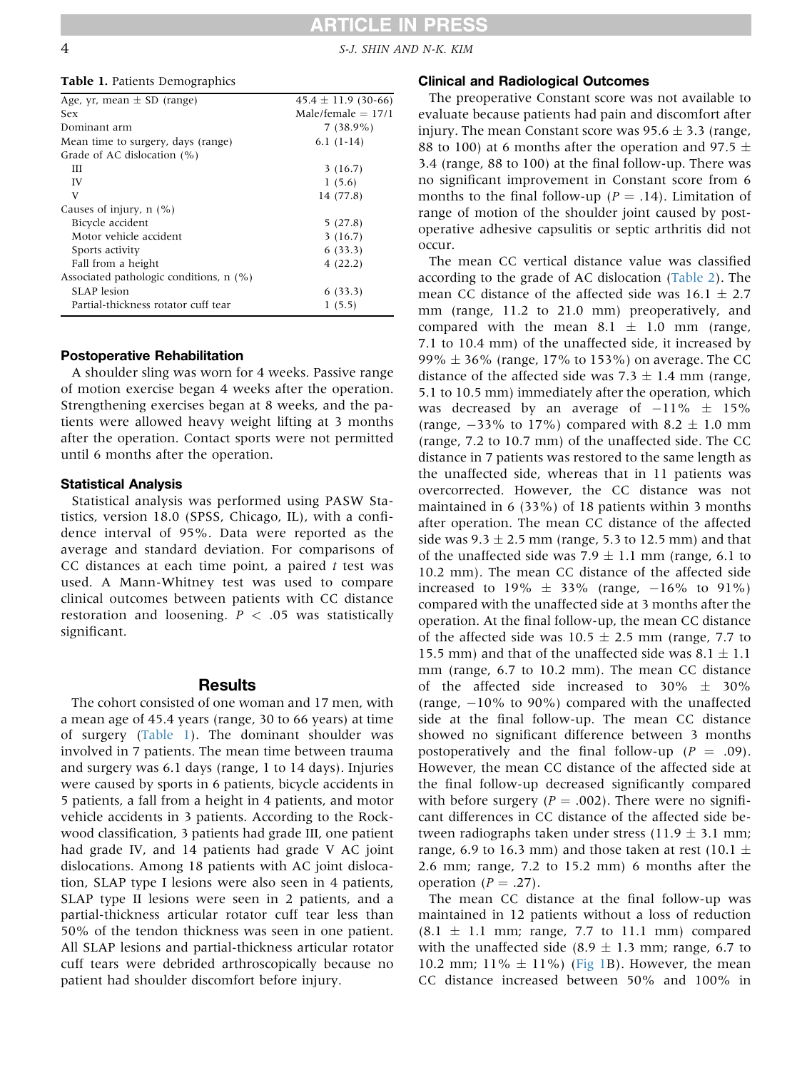**Table 1.** Patients Demographics

| | |
|---|---|
| Age, yr, mean ± SD (range) | 45.4 ± 11.9 (30-66) |
| Sex | Male/female = 17/1 |
| Dominant arm | 7 (38.9%) |
| Mean time to surgery, days (range) | 6.1 (1-14) |
| Grade of AC dislocation (%) | |
| III | 3 (16.7) |
| IV | 1 (5.6) |
| V | 14 (77.8) |
| Causes of injury, n (%) | |
| Bicycle accident | 5 (27.8) |
| Motor vehicle accident | 3 (16.7) |
| Sports activity | 6 (33.3) |
| Fall from a height | 4 (22.2) |
| Associated pathologic conditions, n (%) | |
| SLAP lesion | 6 (33.3) |
| Partial-thickness rotator cuff tear | 1 (5.5) |

### Postoperative Rehabilitation

A shoulder sling was worn for 4 weeks. Passive range of motion exercise began 4 weeks after the operation. Strengthening exercises began at 8 weeks, and the patients were allowed heavy weight lifting at 3 months after the operation. Contact sports were not permitted until 6 months after the operation.

### Statistical Analysis

Statistical analysis was performed using PASW Statistics, version 18.0 (SPSS, Chicago, IL), with a confidence interval of 95%. Data were reported as the average and standard deviation. For comparisons of CC distances at each time point, a paired $t$ test was used. A Mann-Whitney test was used to compare clinical outcomes between patients with CC distance restoration and loosening. $P < .05$ was statistically significant.

## Results

The cohort consisted of one woman and 17 men, with a mean age of 45.4 years (range, 30 to 66 years) at time of surgery (Table 1). The dominant shoulder was involved in 7 patients. The mean time between trauma and surgery was 6.1 days (range, 1 to 14 days). Injuries were caused by sports in 6 patients, bicycle accidents in 5 patients, a fall from a height in 4 patients, and motor vehicle accidents in 3 patients. According to the Rockwood classification, 3 patients had grade III, one patient had grade IV, and 14 patients had grade V AC joint dislocations. Among 18 patients with AC joint dislocation, SLAP type I lesions were also seen in 4 patients, SLAP type II lesions were seen in 2 patients, and a partial-thickness articular rotator cuff tear less than 50% of the tendon thickness was seen in one patient. All SLAP lesions and partial-thickness articular rotator cuff tears were debrided arthroscopically because no patient had shoulder discomfort before injury.

### Clinical and Radiological Outcomes

The preoperative Constant score was not available to evaluate because patients had pain and discomfort after injury. The mean Constant score was 95.6 ± 3.3 (range, 88 to 100) at 6 months after the operation and 97.5 ± 3.4 (range, 88 to 100) at the final follow-up. There was no significant improvement in Constant score from 6 months to the final follow-up ($P = .14$). Limitation of range of motion of the shoulder joint caused by postoperative adhesive capsulitis or septic arthritis did not occur.

The mean CC vertical distance value was classified according to the grade of AC dislocation (Table 2). The mean CC distance of the affected side was 16.1 ± 2.7 mm (range, 11.2 to 21.0 mm) preoperatively, and compared with the mean 8.1 ± 1.0 mm (range, 7.1 to 10.4 mm) of the unaffected side, it increased by 99% ± 36% (range, 17% to 153%) on average. The CC distance of the affected side was 7.3 ± 1.4 mm (range, 5.1 to 10.5 mm) immediately after the operation, which was decreased by an average of −11% ± 15% (range, −33% to 17%) compared with 8.2 ± 1.0 mm (range, 7.2 to 10.7 mm) of the unaffected side. The CC distance in 7 patients was restored to the same length as the unaffected side, whereas that in 11 patients was overcorrected. However, the CC distance was not maintained in 6 (33%) of 18 patients within 3 months after operation. The mean CC distance of the affected side was 9.3 ± 2.5 mm (range, 5.3 to 12.5 mm) and that of the unaffected side was 7.9 ± 1.1 mm (range, 6.1 to 10.2 mm). The mean CC distance of the affected side increased to 19% ± 33% (range, −16% to 91%) compared with the unaffected side at 3 months after the operation. At the final follow-up, the mean CC distance of the affected side was 10.5 ± 2.5 mm (range, 7.7 to 15.5 mm) and that of the unaffected side was 8.1 ± 1.1 mm (range, 6.7 to 10.2 mm). The mean CC distance of the affected side increased to 30% ± 30% (range, −10% to 90%) compared with the unaffected side at the final follow-up. The mean CC distance showed no significant difference between 3 months postoperatively and the final follow-up ($P = .09$). However, the mean CC distance of the affected side at the final follow-up decreased significantly compared with before surgery ($P = .002$). There were no significant differences in CC distance of the affected side between radiographs taken under stress (11.9 ± 3.1 mm; range, 6.9 to 16.3 mm) and those taken at rest (10.1 ± 2.6 mm; range, 7.2 to 15.2 mm) 6 months after the operation ($P = .27$).

The mean CC distance at the final follow-up was maintained in 12 patients without a loss of reduction (8.1 ± 1.1 mm; range, 7.7 to 11.1 mm) compared with the unaffected side (8.9 ± 1.3 mm; range, 6.7 to 10.2 mm; 11% ± 11%) (Fig 1B). However, the mean CC distance increased between 50% and 100% in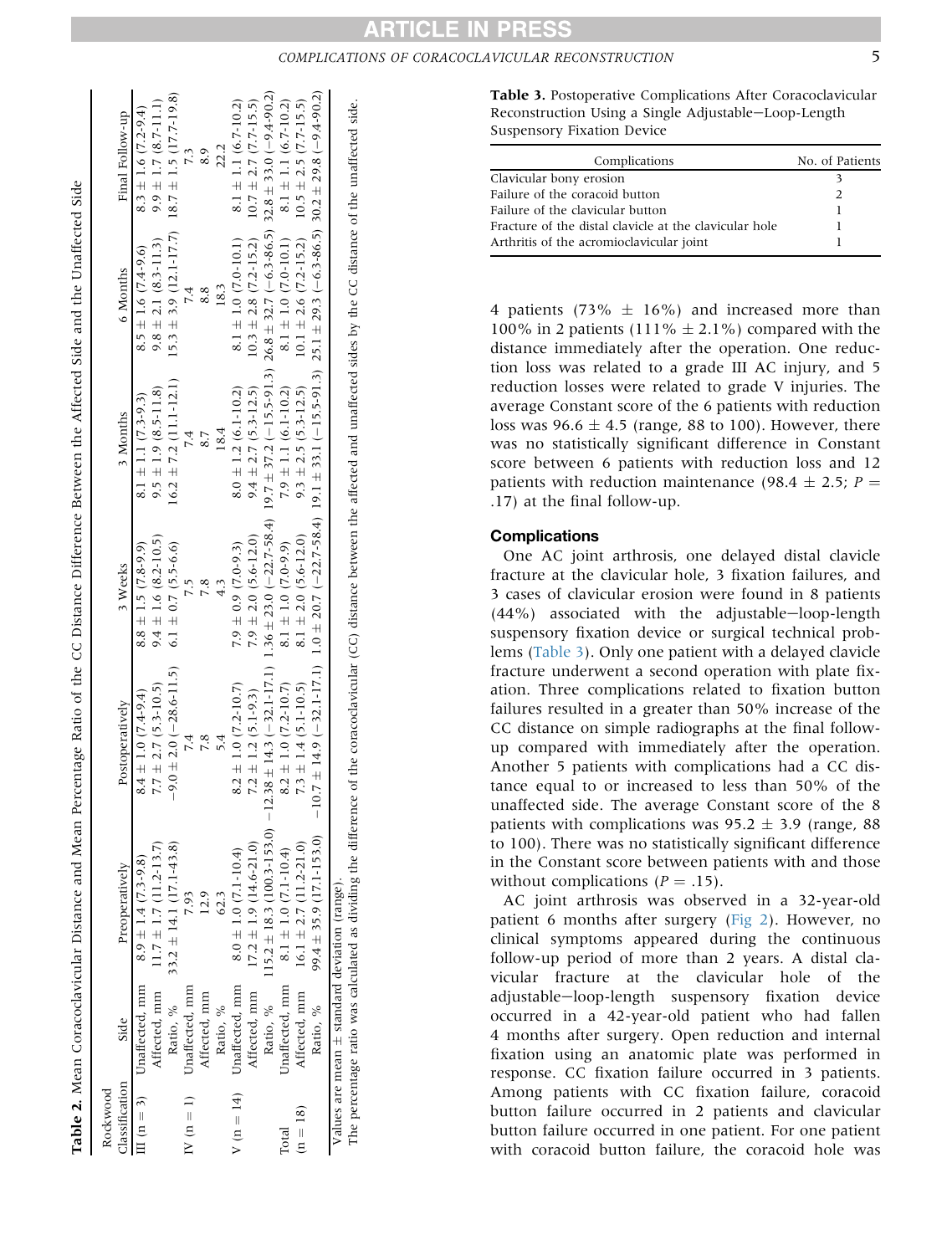**Table 2.** Mean Coracoclavicular Distance and Mean Percentage Ratio of the CC Distance Difference Between the Affected Side and the Unaffected Side

| Rockwood Classification | Side | Preoperatively | Postoperatively | 3 Weeks | 3 Months | 6 Months | Final Follow-up |
|---|---|---|---|---|---|---|---|
| III (n = 3) | Unaffected, mm | 8.9 ± 1.4 (7.3-9.8) | 8.4 ± 1.0 (7.4-9.4) | 8.8 ± 1.5 (7.8-9.9) | 8.1 ± 1.1 (7.3-9.3) | 8.5 ± 1.6 (7.4-9.6) | 8.3 ± 1.6 (7.2-9.4) |
| | Affected, mm | 11.7 ± 1.7 (11.2-13.7) | 7.7 ± 2.7 (5.3-10.5) | 9.4 ± 1.6 (8.2-10.5) | 9.5 ± 1.9 (8.5-11.8) | 9.8 ± 2.1 (8.3-11.3) | 9.9 ± 1.7 (8.7-11.1) |
| | Ratio, % | 33.2 ± 14.1 (17.1-43.8) | −9.0 ± 2.0 (−28.6-11.5) | 6.1 ± 0.7 (5.5-6.6) | 16.2 ± 7.2 (11.1-12.1) | 15.3 ± 3.9 (12.1-17.7) | 18.7 ± 1.5 (17.7-19.8) |
| IV (n = 1) | Unaffected, mm | 7.93 | 7.4 | 7.5 | 7.4 | 7.4 | 7.3 |
| | Affected, mm | 12.9 | 7.8 | 7.8 | 8.7 | 8.8 | 8.9 |
| | Ratio, % | 62.3 | 5.4 | 4.3 | 18.4 | 18.3 | 22.2 |
| V (n = 14) | Unaffected, mm | 8.0 ± 1.0 (7.1-10.4) | 8.2 ± 1.0 (7.2-10.7) | 7.9 ± 0.9 (7.0-9.3) | 8.0 ± 1.2 (6.1-10.2) | 8.1 ± 1.0 (7.0-10.1) | 8.1 ± 1.1 (6.7-10.2) |
| | Affected, mm | 17.2 ± 1.9 (14.6-21.0) | 7.2 ± 1.2 (5.1-9.3) | 7.9 ± 2.0 (5.6-12.0) | 9.4 ± 2.7 (5.3-12.5) | 10.3 ± 2.8 (7.2-15.2) | 10.7 ± 2.7 (7.7-15.5) |
| | Ratio, % | 115.2 ± 18.3 (100.3-153.0) | −12.38 ± 14.3 (−32.1-17.1) | 1.36 ± 23.0 (−22.7-58.4) | 19.7 ± 37.2 (−15.5-91.3) | 26.8 ± 32.7 (−6.3-86.5) | 32.8 ± 33.0 (−9.4-90.2) |
| Total | Unaffected, mm | 8.1 ± 1.0 (7.1-10.4) | 8.2 ± 1.0 (7.2-10.7) | 8.1 ± 1.0 (7.0-9.9) | 7.9 ± 1.1 (6.1-10.2) | 8.1 ± 1.0 (7.0-10.1) | 8.1 ± 1.1 (6.7-10.2) |
| (n = 18) | Affected, mm | 16.1 ± 2.7 (11.2-21.0) | 7.3 ± 1.4 (5.1-10.5) | 8.1 ± 2.0 (5.6-12.0) | 9.3 ± 2.5 (5.3-12.5) | 10.1 ± 2.6 (7.2-15.2) | 10.5 ± 2.5 (7.7-15.5) |
| | Ratio, % | 99.4 ± 35.9 (17.1-153.0) | −10.7 ± 14.9 (−32.1-17.1) | 1.0 ± 20.7 (−22.7-58.4) | 19.1 ± 33.1 (−15.5-91.3) | 25.1 ± 29.3 (−6.3-86.5) | 30.2 ± 29.8 (−9.4-90.2) |

Values are mean ± standard deviation (range).
The percentage ratio was calculated as dividing the difference of the coracoclavicular (CC) distance between the affected and unaffected sides by the CC distance of the unaffected side.

**Table 3.** Postoperative Complications After Coracoclavicular Reconstruction Using a Single Adjustable−Loop-Length Suspensory Fixation Device

| Complications | No. of Patients |
|---|---|
| Clavicular bony erosion | 3 |
| Failure of the coracoid button | 2 |
| Failure of the clavicular button | 1 |
| Fracture of the distal clavicle at the clavicular hole | 1 |
| Arthritis of the acromioclavicular joint | 1 |

4 patients (73% ± 16%) and increased more than 100% in 2 patients (111% ± 2.1%) compared with the distance immediately after the operation. One reduction loss was related to a grade III AC injury, and 5 reduction losses were related to grade V injuries. The average Constant score of the 6 patients with reduction loss was 96.6 ± 4.5 (range, 88 to 100). However, there was no statistically significant difference in Constant score between 6 patients with reduction loss and 12 patients with reduction maintenance (98.4 ± 2.5; $P = .17$) at the final follow-up.

## Complications

One AC joint arthrosis, one delayed distal clavicle fracture at the clavicular hole, 3 fixation failures, and 3 cases of clavicular erosion were found in 8 patients (44%) associated with the adjustable−loop-length suspensory fixation device or surgical technical problems (Table 3). Only one patient with a delayed clavicle fracture underwent a second operation with plate fixation. Three complications related to fixation button failures resulted in a greater than 50% increase of the CC distance on simple radiographs at the final follow-up compared with immediately after the operation. Another 5 patients with complications had a CC distance equal to or increased to less than 50% of the unaffected side. The average Constant score of the 8 patients with complications was 95.2 ± 3.9 (range, 88 to 100). There was no statistically significant difference in the Constant score between patients with and those without complications ($P = .15$).

AC joint arthrosis was observed in a 32-year-old patient 6 months after surgery (Fig 2). However, no clinical symptoms appeared during the continuous follow-up period of more than 2 years. A distal clavicular fracture at the clavicular hole of the adjustable−loop-length suspensory fixation device occurred in a 42-year-old patient who had fallen 4 months after surgery. Open reduction and internal fixation using an anatomic plate was performed in response. CC fixation failure occurred in 3 patients. Among patients with CC fixation failure, coracoid button failure occurred in 2 patients and clavicular button failure occurred in one patient. For one patient with coracoid button failure, the coracoid hole was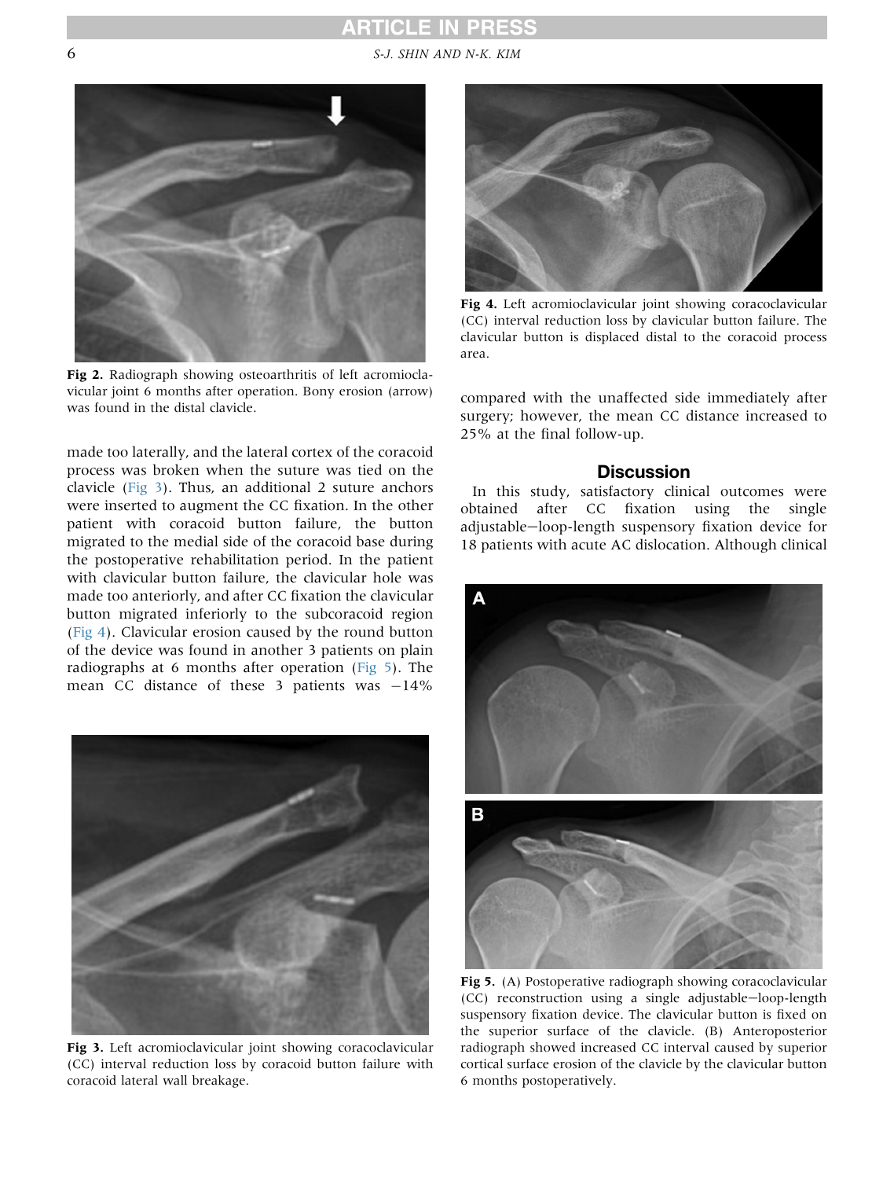Fig 2. Radiograph showing osteoarthritis of left acromioclavicular joint 6 months after operation. Bony erosion (arrow) was found in the distal clavicle.

made too laterally, and the lateral cortex of the coracoid process was broken when the suture was tied on the clavicle (Fig 3). Thus, an additional 2 suture anchors were inserted to augment the CC fixation. In the other patient with coracoid button failure, the button migrated to the medial side of the coracoid base during the postoperative rehabilitation period. In the patient with clavicular button failure, the clavicular hole was made too anteriorly, and after CC fixation the clavicular button migrated inferiorly to the subcoracoid region (Fig 4). Clavicular erosion caused by the round button of the device was found in another 3 patients on plain radiographs at 6 months after operation (Fig 5). The mean CC distance of these 3 patients was −14% compared with the unaffected side immediately after surgery; however, the mean CC distance increased to 25% at the final follow-up.

Fig 3. Left acromioclavicular joint showing coracoclavicular (CC) interval reduction loss by coracoid button failure with coracoid lateral wall breakage.

Fig 4. Left acromioclavicular joint showing coracoclavicular (CC) interval reduction loss by clavicular button failure. The clavicular button is displaced distal to the coracoid process area.

## Discussion

In this study, satisfactory clinical outcomes were obtained after CC fixation using the single adjustable−loop-length suspensory fixation device for 18 patients with acute AC dislocation. Although clinical

Fig 5. (A) Postoperative radiograph showing coracoclavicular (CC) reconstruction using a single adjustable−loop-length suspensory fixation device. The clavicular button is fixed on the superior surface of the clavicle. (B) Anteroposterior radiograph showed increased CC interval caused by superior cortical surface erosion of the clavicle by the clavicular button 6 months postoperatively.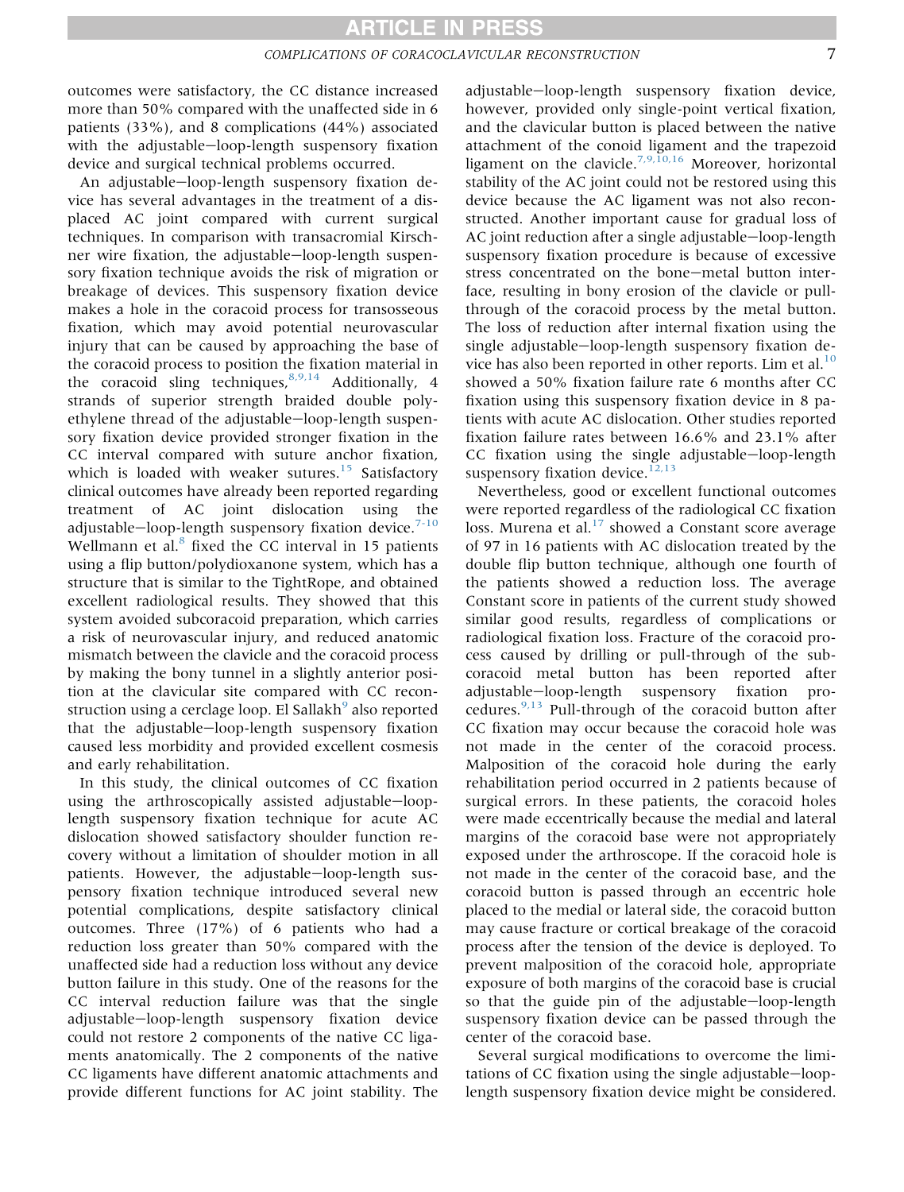outcomes were satisfactory, the CC distance increased more than 50% compared with the unaffected side in 6 patients (33%), and 8 complications (44%) associated with the adjustable−loop-length suspensory fixation device and surgical technical problems occurred.

An adjustable−loop-length suspensory fixation device has several advantages in the treatment of a displaced AC joint compared with current surgical techniques. In comparison with transacromial Kirschner wire fixation, the adjustable−loop-length suspensory fixation technique avoids the risk of migration or breakage of devices. This suspensory fixation device makes a hole in the coracoid process for transosseous fixation, which may avoid potential neurovascular injury that can be caused by approaching the base of the coracoid process to position the fixation material in the coracoid sling techniques.[8,9,14] Additionally, 4 strands of superior strength braided double polyethylene thread of the adjustable−loop-length suspensory fixation device provided stronger fixation in the CC interval compared with suture anchor fixation, which is loaded with weaker sutures.[15] Satisfactory clinical outcomes have already been reported regarding treatment of AC joint dislocation using the adjustable−loop-length suspensory fixation device.[7-10] Wellmann et al.[8] fixed the CC interval in 15 patients using a flip button/polydioxanone system, which has a structure that is similar to the TightRope, and obtained excellent radiological results. They showed that this system avoided subcoracoid preparation, which carries a risk of neurovascular injury, and reduced anatomic mismatch between the clavicle and the coracoid process by making the bony tunnel in a slightly anterior position at the clavicular site compared with CC reconstruction using a cerclage loop. El Sallakh[9] also reported that the adjustable−loop-length suspensory fixation caused less morbidity and provided excellent cosmesis and early rehabilitation.

In this study, the clinical outcomes of CC fixation using the arthroscopically assisted adjustable−loop-length suspensory fixation technique for acute AC dislocation showed satisfactory shoulder function recovery without a limitation of shoulder motion in all patients. However, the adjustable−loop-length suspensory fixation technique introduced several new potential complications, despite satisfactory clinical outcomes. Three (17%) of 6 patients who had a reduction loss greater than 50% compared with the unaffected side had a reduction loss without any device button failure in this study. One of the reasons for the CC interval reduction failure was that the single adjustable−loop-length suspensory fixation device could not restore 2 components of the native CC ligaments anatomically. The 2 components of the native CC ligaments have different anatomic attachments and provide different functions for AC joint stability. The adjustable−loop-length suspensory fixation device, however, provided only single-point vertical fixation, and the clavicular button is placed between the native attachment of the conoid ligament and the trapezoid ligament on the clavicle.[7,9,10,16] Moreover, horizontal stability of the AC joint could not be restored using this device because the AC ligament was not also reconstructed. Another important cause for gradual loss of AC joint reduction after a single adjustable−loop-length suspensory fixation procedure is because of excessive stress concentrated on the bone−metal button interface, resulting in bony erosion of the clavicle or pull-through of the coracoid process by the metal button. The loss of reduction after internal fixation using the single adjustable−loop-length suspensory fixation device has also been reported in other reports. Lim et al.[10] showed a 50% fixation failure rate 6 months after CC fixation using this suspensory fixation device in 8 patients with acute AC dislocation. Other studies reported fixation failure rates between 16.6% and 23.1% after CC fixation using the single adjustable−loop-length suspensory fixation device.[12,13]

Nevertheless, good or excellent functional outcomes were reported regardless of the radiological CC fixation loss. Murena et al.[17] showed a Constant score average of 97 in 16 patients with AC dislocation treated by the double flip button technique, although one fourth of the patients showed a reduction loss. The average Constant score in patients of the current study showed similar good results, regardless of complications or radiological fixation loss. Fracture of the coracoid process caused by drilling or pull-through of the subcoracoid metal button has been reported after adjustable−loop-length suspensory fixation procedures.[9,13] Pull-through of the coracoid button after CC fixation may occur because the coracoid hole was not made in the center of the coracoid process. Malposition of the coracoid hole during the early rehabilitation period occurred in 2 patients because of surgical errors. In these patients, the coracoid holes were made eccentrically because the medial and lateral margins of the coracoid base were not appropriately exposed under the arthroscope. If the coracoid hole is not made in the center of the coracoid base, and the coracoid button is passed through an eccentric hole placed to the medial or lateral side, the coracoid button may cause fracture or cortical breakage of the coracoid process after the tension of the device is deployed. To prevent malposition of the coracoid hole, appropriate exposure of both margins of the coracoid base is crucial so that the guide pin of the adjustable−loop-length suspensory fixation device can be passed through the center of the coracoid base.

Several surgical modifications to overcome the limitations of CC fixation using the single adjustable−loop-length suspensory fixation device might be considered.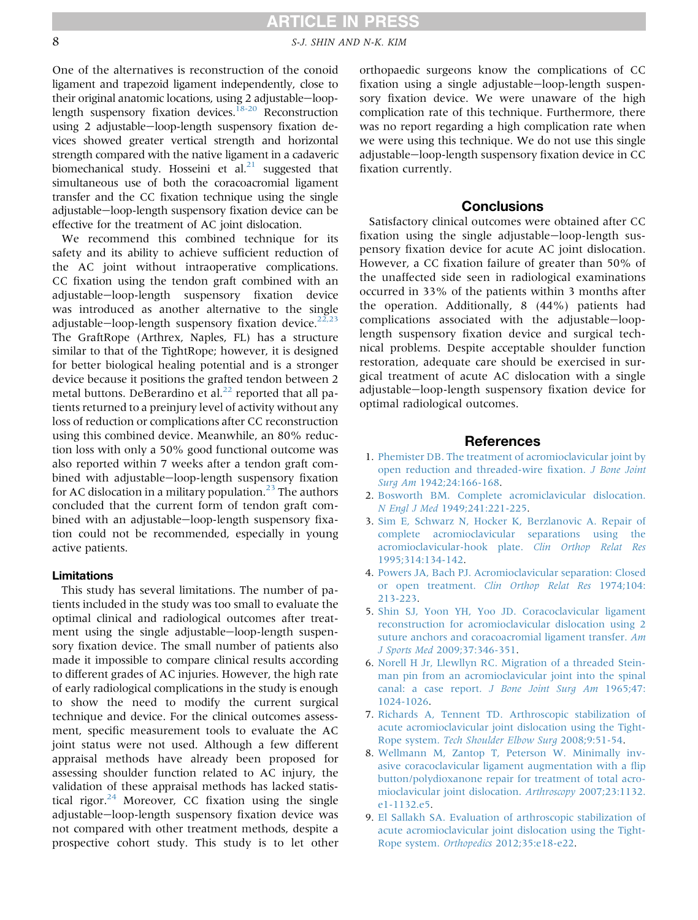One of the alternatives is reconstruction of the conoid ligament and trapezoid ligament independently, close to their original anatomic locations, using 2 adjustable–loop-length suspensory fixation devices.[18-20] Reconstruction using 2 adjustable–loop-length suspensory fixation devices showed greater vertical strength and horizontal strength compared with the native ligament in a cadaveric biomechanical study. Hosseini et al.[21] suggested that simultaneous use of both the coracoacromial ligament transfer and the CC fixation technique using the single adjustable–loop-length suspensory fixation device can be effective for the treatment of AC joint dislocation.

We recommend this combined technique for its safety and its ability to achieve sufficient reduction of the AC joint without intraoperative complications. CC fixation using the tendon graft combined with an adjustable–loop-length suspensory fixation device was introduced as another alternative to the single adjustable–loop-length suspensory fixation device.[22,23] The GraftRope (Arthrex, Naples, FL) has a structure similar to that of the TightRope; however, it is designed for better biological healing potential and is a stronger device because it positions the grafted tendon between 2 metal buttons. DeBerardino et al.[22] reported that all patients returned to a preinjury level of activity without any loss of reduction or complications after CC reconstruction using this combined device. Meanwhile, an 80% reduction loss with only a 50% good functional outcome was also reported within 7 weeks after a tendon graft combined with adjustable–loop-length suspensory fixation for AC dislocation in a military population.[23] The authors concluded that the current form of tendon graft combined with an adjustable–loop-length suspensory fixation could not be recommended, especially in young active patients.

### Limitations

This study has several limitations. The number of patients included in the study was too small to evaluate the optimal clinical and radiological outcomes after treatment using the single adjustable–loop-length suspensory fixation device. The small number of patients also made it impossible to compare clinical results according to different grades of AC injuries. However, the high rate of early radiological complications in the study is enough to show the need to modify the current surgical technique and device. For the clinical outcomes assessment, specific measurement tools to evaluate the AC joint status were not used. Although a few different appraisal methods have already been proposed for assessing shoulder function related to AC injury, the validation of these appraisal methods has lacked statistical rigor.[24] Moreover, CC fixation using the single adjustable–loop-length suspensory fixation device was not compared with other treatment methods, despite a prospective cohort study. This study is to let other orthopaedic surgeons know the complications of CC fixation using a single adjustable–loop-length suspensory fixation device. We were unaware of the high complication rate of this technique. Furthermore, there was no report regarding a high complication rate when we were using this technique. We do not use this single adjustable–loop-length suspensory fixation device in CC fixation currently.

## Conclusions

Satisfactory clinical outcomes were obtained after CC fixation using the single adjustable–loop-length suspensory fixation device for acute AC joint dislocation. However, a CC fixation failure of greater than 50% of the unaffected side seen in radiological examinations occurred in 33% of the patients within 3 months after the operation. Additionally, 8 (44%) patients had complications associated with the adjustable–loop-length suspensory fixation device and surgical technical problems. Despite acceptable shoulder function restoration, adequate care should be exercised in surgical treatment of acute AC dislocation with a single adjustable–loop-length suspensory fixation device for optimal radiological outcomes.

## References

1. Phemister DB. The treatment of acromioclavicular joint by open reduction and threaded-wire fixation. *J Bone Joint Surg Am* 1942;24:166-168.
2. Bosworth BM. Complete acromiclavicular dislocation. *N Engl J Med* 1949;241:221-225.
3. Sim E, Schwarz N, Hocker K, Berzlanovic A. Repair of complete acromioclavicular separations using the acromioclavicular-hook plate. *Clin Orthop Relat Res* 1995;314:134-142.
4. Powers JA, Bach PJ. Acromioclavicular separation: Closed or open treatment. *Clin Orthop Relat Res* 1974;104:213-223.
5. Shin SJ, Yoon YH, Yoo JD. Coracoclavicular ligament reconstruction for acromioclavicular dislocation using 2 suture anchors and coracoacromial ligament transfer. *Am J Sports Med* 2009;37:346-351.
6. Norell H Jr, Llewllyn RC. Migration of a threaded Steinman pin from an acromioclavicular joint into the spinal canal: a case report. *J Bone Joint Surg Am* 1965;47:1024-1026.
7. Richards A, Tennent TD. Arthroscopic stabilization of acute acromioclavicular joint dislocation using the TightRope system. *Tech Shoulder Elbow Surg* 2008;9:51-54.
8. Wellmann M, Zantop T, Peterson W. Minimally invasive coracoclavicular ligament augmentation with a flip button/polydioxanone repair for treatment of total acromioclavicular joint dislocation. *Arthroscopy* 2007;23:1132.e1-1132.e5.
9. El Sallakh SA. Evaluation of arthroscopic stabilization of acute acromioclavicular joint dislocation using the TightRope system. *Orthopedics* 2012;35:e18-e22.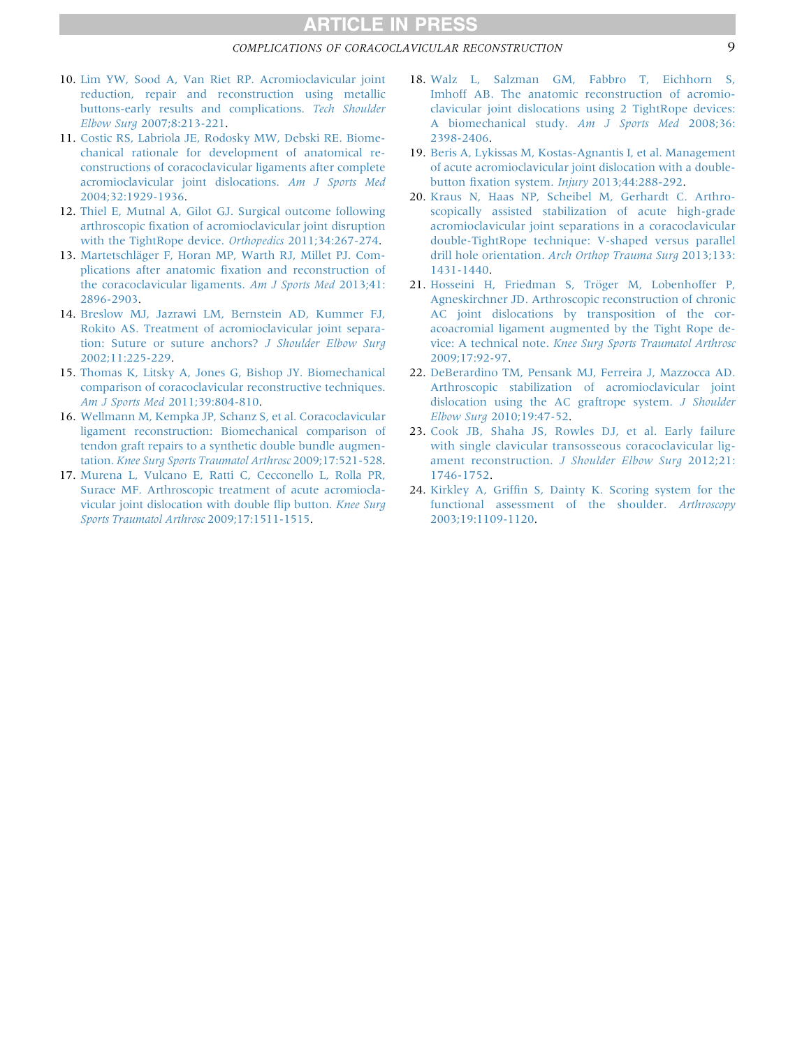10. Lim YW, Sood A, Van Riet RP. Acromioclavicular joint reduction, repair and reconstruction using metallic buttons-early results and complications. *Tech Shoulder Elbow Surg* 2007;8:213-221.
11. Costic RS, Labriola JE, Rodosky MW, Debski RE. Biomechanical rationale for development of anatomical reconstructions of coracoclavicular ligaments after complete acromioclavicular joint dislocations. *Am J Sports Med* 2004;32:1929-1936.
12. Thiel E, Mutnal A, Gilot GJ. Surgical outcome following arthroscopic fixation of acromioclavicular joint disruption with the TightRope device. *Orthopedics* 2011;34:267-274.
13. Martetschläger F, Horan MP, Warth RJ, Millet PJ. Complications after anatomic fixation and reconstruction of the coracoclavicular ligaments. *Am J Sports Med* 2013;41:2896-2903.
14. Breslow MJ, Jazrawi LM, Bernstein AD, Kummer FJ, Rokito AS. Treatment of acromioclavicular joint separation: Suture or suture anchors? *J Shoulder Elbow Surg* 2002;11:225-229.
15. Thomas K, Litsky A, Jones G, Bishop JY. Biomechanical comparison of coracoclavicular reconstructive techniques. *Am J Sports Med* 2011;39:804-810.
16. Wellmann M, Kempka JP, Schanz S, et al. Coracoclavicular ligament reconstruction: Biomechanical comparison of tendon graft repairs to a synthetic double bundle augmentation. *Knee Surg Sports Traumatol Arthrosc* 2009;17:521-528.
17. Murena L, Vulcano E, Ratti C, Cecconello L, Rolla PR, Surace MF. Arthroscopic treatment of acute acromioclavicular joint dislocation with double flip button. *Knee Surg Sports Traumatol Arthrosc* 2009;17:1511-1515.
18. Walz L, Salzman GM, Fabbro T, Eichhorn S, Imhoff AB. The anatomic reconstruction of acromioclavicular joint dislocations using 2 TightRope devices: A biomechanical study. *Am J Sports Med* 2008;36:2398-2406.
19. Beris A, Lykissas M, Kostas-Agnantis I, et al. Management of acute acromioclavicular joint dislocation with a double-button fixation system. *Injury* 2013;44:288-292.
20. Kraus N, Haas NP, Scheibel M, Gerhardt C. Arthroscopically assisted stabilization of acute high-grade acromioclavicular joint separations in a coracoclavicular double-TightRope technique: V-shaped versus parallel drill hole orientation. *Arch Orthop Trauma Surg* 2013;133:1431-1440.
21. Hosseini H, Friedman S, Tröger M, Lobenhoffer P, Agneskirchner JD. Arthroscopic reconstruction of chronic AC joint dislocations by transposition of the coracoacromial ligament augmented by the Tight Rope device: A technical note. *Knee Surg Sports Traumatol Arthrosc* 2009;17:92-97.
22. DeBerardino TM, Pensank MJ, Ferreira J, Mazzocca AD. Arthroscopic stabilization of acromioclavicular joint dislocation using the AC graftrope system. *J Shoulder Elbow Surg* 2010;19:47-52.
23. Cook JB, Shaha JS, Rowles DJ, et al. Early failure with single clavicular transosseous coracoclavicular ligament reconstruction. *J Shoulder Elbow Surg* 2012;21:1746-1752.
24. Kirkley A, Griffin S, Dainty K. Scoring system for the functional assessment of the shoulder. *Arthroscopy* 2003;19:1109-1120.